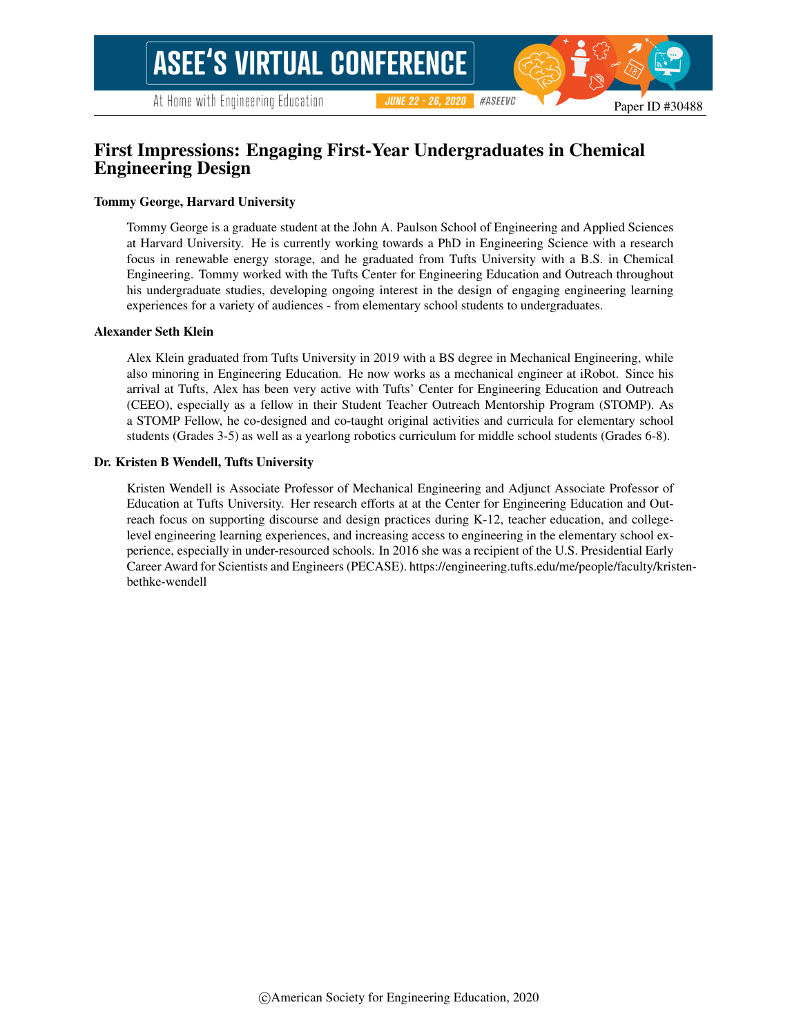Paper ID #30488

# First Impressions: Engaging First-Year Undergraduates in Chemical Engineering Design

**Tommy George, Harvard University**

Tommy George is a graduate student at the John A. Paulson School of Engineering and Applied Sciences at Harvard University. He is currently working towards a PhD in Engineering Science with a research focus in renewable energy storage, and he graduated from Tufts University with a B.S. in Chemical Engineering. Tommy worked with the Tufts Center for Engineering Education and Outreach throughout his undergraduate studies, developing ongoing interest in the design of engaging engineering learning experiences for a variety of audiences - from elementary school students to undergraduates.

**Alexander Seth Klein**

Alex Klein graduated from Tufts University in 2019 with a BS degree in Mechanical Engineering, while also minoring in Engineering Education. He now works as a mechanical engineer at iRobot. Since his arrival at Tufts, Alex has been very active with Tufts' Center for Engineering Education and Outreach (CEEO), especially as a fellow in their Student Teacher Outreach Mentorship Program (STOMP). As a STOMP Fellow, he co-designed and co-taught original activities and curricula for elementary school students (Grades 3-5) as well as a yearlong robotics curriculum for middle school students (Grades 6-8).

**Dr. Kristen B Wendell, Tufts University**

Kristen Wendell is Associate Professor of Mechanical Engineering and Adjunct Associate Professor of Education at Tufts University. Her research efforts at at the Center for Engineering Education and Outreach focus on supporting discourse and design practices during K-12, teacher education, and college-level engineering learning experiences, and increasing access to engineering in the elementary school experience, especially in under-resourced schools. In 2016 she was a recipient of the U.S. Presidential Early Career Award for Scientists and Engineers (PECASE). https://engineering.tufts.edu/me/people/faculty/kristen-bethke-wendell

©American Society for Engineering Education, 2020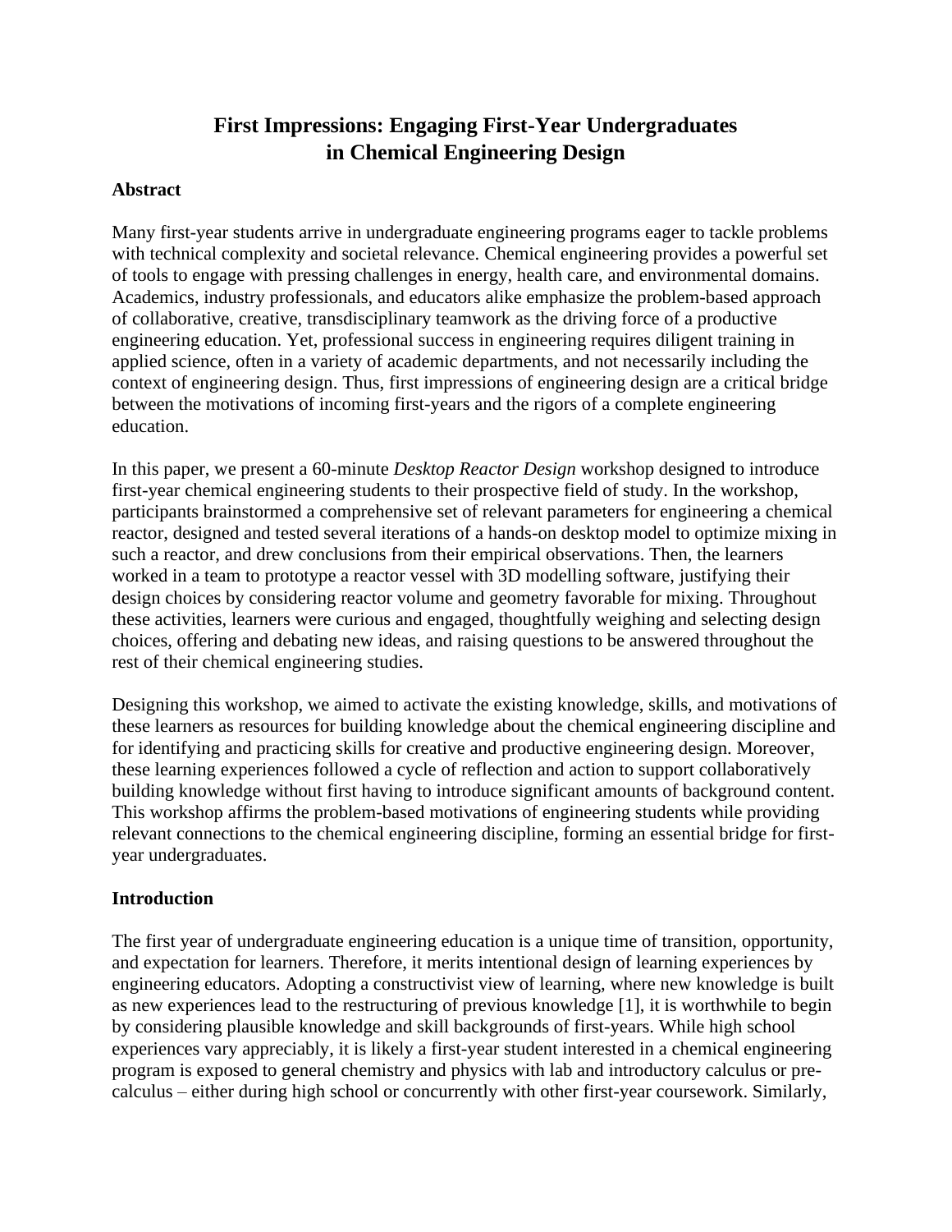# First Impressions: Engaging First-Year Undergraduates in Chemical Engineering Design

## Abstract

Many first-year students arrive in undergraduate engineering programs eager to tackle problems with technical complexity and societal relevance. Chemical engineering provides a powerful set of tools to engage with pressing challenges in energy, health care, and environmental domains. Academics, industry professionals, and educators alike emphasize the problem-based approach of collaborative, creative, transdisciplinary teamwork as the driving force of a productive engineering education. Yet, professional success in engineering requires diligent training in applied science, often in a variety of academic departments, and not necessarily including the context of engineering design. Thus, first impressions of engineering design are a critical bridge between the motivations of incoming first-years and the rigors of a complete engineering education.

In this paper, we present a 60-minute *Desktop Reactor Design* workshop designed to introduce first-year chemical engineering students to their prospective field of study. In the workshop, participants brainstormed a comprehensive set of relevant parameters for engineering a chemical reactor, designed and tested several iterations of a hands-on desktop model to optimize mixing in such a reactor, and drew conclusions from their empirical observations. Then, the learners worked in a team to prototype a reactor vessel with 3D modelling software, justifying their design choices by considering reactor volume and geometry favorable for mixing. Throughout these activities, learners were curious and engaged, thoughtfully weighing and selecting design choices, offering and debating new ideas, and raising questions to be answered throughout the rest of their chemical engineering studies.

Designing this workshop, we aimed to activate the existing knowledge, skills, and motivations of these learners as resources for building knowledge about the chemical engineering discipline and for identifying and practicing skills for creative and productive engineering design. Moreover, these learning experiences followed a cycle of reflection and action to support collaboratively building knowledge without first having to introduce significant amounts of background content. This workshop affirms the problem-based motivations of engineering students while providing relevant connections to the chemical engineering discipline, forming an essential bridge for first-year undergraduates.

## Introduction

The first year of undergraduate engineering education is a unique time of transition, opportunity, and expectation for learners. Therefore, it merits intentional design of learning experiences by engineering educators. Adopting a constructivist view of learning, where new knowledge is built as new experiences lead to the restructuring of previous knowledge [1], it is worthwhile to begin by considering plausible knowledge and skill backgrounds of first-years. While high school experiences vary appreciably, it is likely a first-year student interested in a chemical engineering program is exposed to general chemistry and physics with lab and introductory calculus or pre-calculus – either during high school or concurrently with other first-year coursework. Similarly,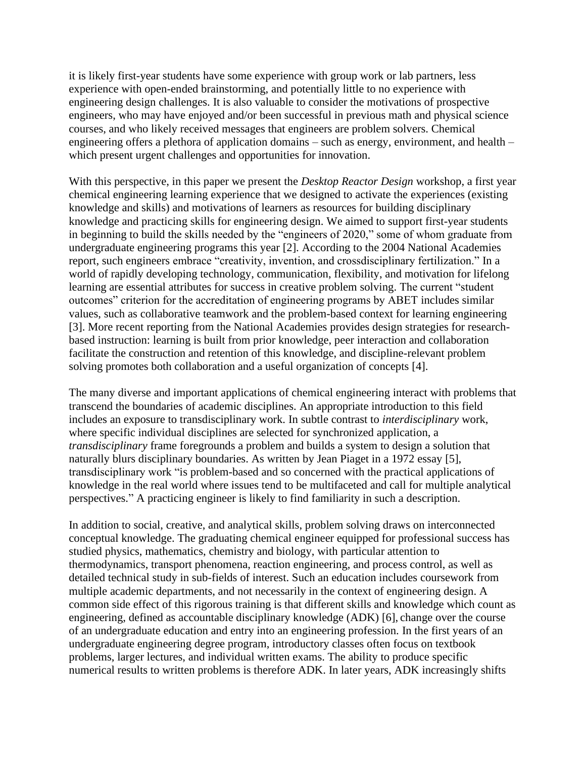it is likely first-year students have some experience with group work or lab partners, less experience with open-ended brainstorming, and potentially little to no experience with engineering design challenges. It is also valuable to consider the motivations of prospective engineers, who may have enjoyed and/or been successful in previous math and physical science courses, and who likely received messages that engineers are problem solvers. Chemical engineering offers a plethora of application domains – such as energy, environment, and health – which present urgent challenges and opportunities for innovation.

With this perspective, in this paper we present the *Desktop Reactor Design* workshop, a first year chemical engineering learning experience that we designed to activate the experiences (existing knowledge and skills) and motivations of learners as resources for building disciplinary knowledge and practicing skills for engineering design. We aimed to support first-year students in beginning to build the skills needed by the "engineers of 2020," some of whom graduate from undergraduate engineering programs this year [2]. According to the 2004 National Academies report, such engineers embrace "creativity, invention, and crossdisciplinary fertilization." In a world of rapidly developing technology, communication, flexibility, and motivation for lifelong learning are essential attributes for success in creative problem solving. The current "student outcomes" criterion for the accreditation of engineering programs by ABET includes similar values, such as collaborative teamwork and the problem-based context for learning engineering [3]. More recent reporting from the National Academies provides design strategies for research-based instruction: learning is built from prior knowledge, peer interaction and collaboration facilitate the construction and retention of this knowledge, and discipline-relevant problem solving promotes both collaboration and a useful organization of concepts [4].

The many diverse and important applications of chemical engineering interact with problems that transcend the boundaries of academic disciplines. An appropriate introduction to this field includes an exposure to transdisciplinary work. In subtle contrast to *interdisciplinary* work, where specific individual disciplines are selected for synchronized application, a *transdisciplinary* frame foregrounds a problem and builds a system to design a solution that naturally blurs disciplinary boundaries. As written by Jean Piaget in a 1972 essay [5], transdisciplinary work "is problem-based and so concerned with the practical applications of knowledge in the real world where issues tend to be multifaceted and call for multiple analytical perspectives." A practicing engineer is likely to find familiarity in such a description.

In addition to social, creative, and analytical skills, problem solving draws on interconnected conceptual knowledge. The graduating chemical engineer equipped for professional success has studied physics, mathematics, chemistry and biology, with particular attention to thermodynamics, transport phenomena, reaction engineering, and process control, as well as detailed technical study in sub-fields of interest. Such an education includes coursework from multiple academic departments, and not necessarily in the context of engineering design. A common side effect of this rigorous training is that different skills and knowledge which count as engineering, defined as accountable disciplinary knowledge (ADK) [6], change over the course of an undergraduate education and entry into an engineering profession. In the first years of an undergraduate engineering degree program, introductory classes often focus on textbook problems, larger lectures, and individual written exams. The ability to produce specific numerical results to written problems is therefore ADK. In later years, ADK increasingly shifts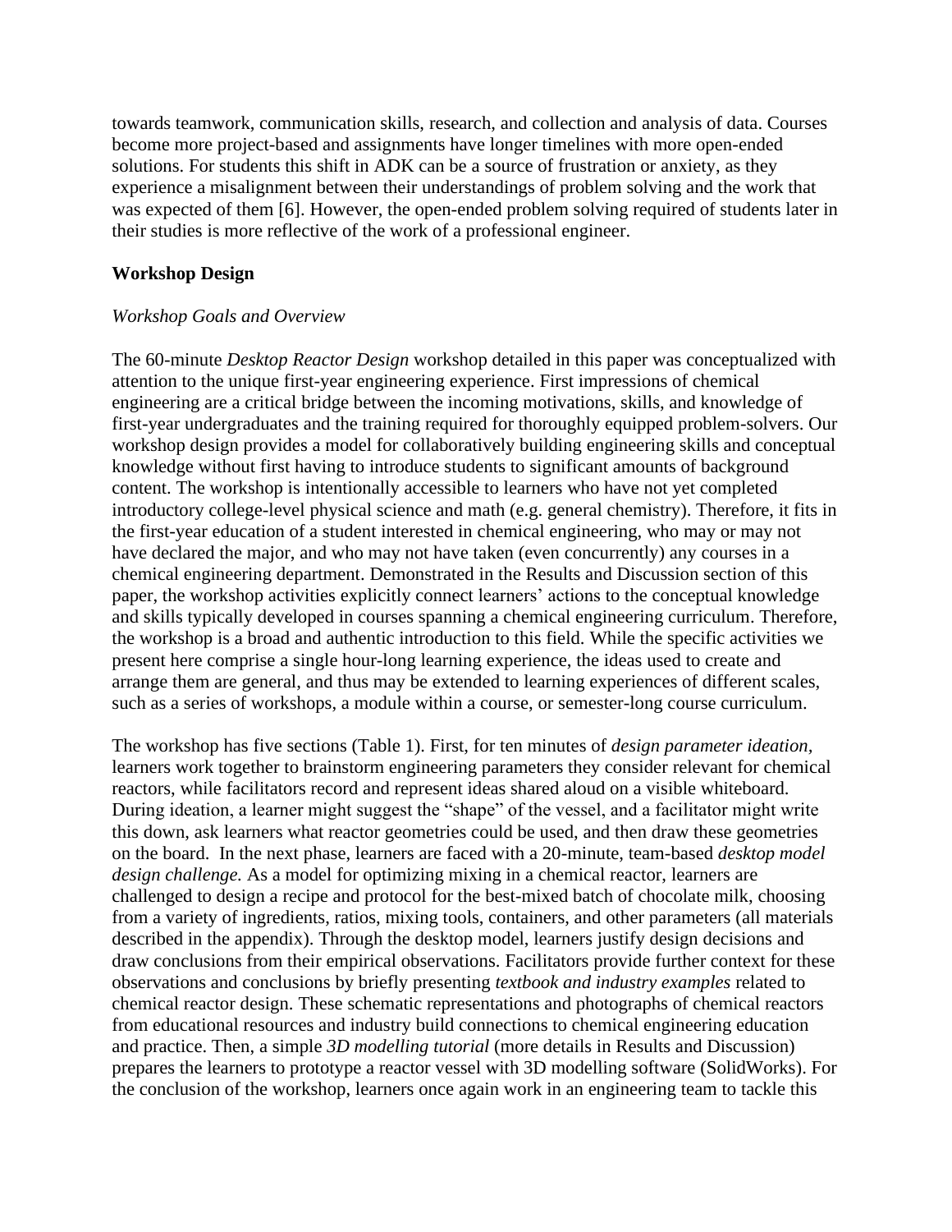towards teamwork, communication skills, research, and collection and analysis of data. Courses become more project-based and assignments have longer timelines with more open-ended solutions. For students this shift in ADK can be a source of frustration or anxiety, as they experience a misalignment between their understandings of problem solving and the work that was expected of them [6]. However, the open-ended problem solving required of students later in their studies is more reflective of the work of a professional engineer.

## Workshop Design

### *Workshop Goals and Overview*

The 60-minute *Desktop Reactor Design* workshop detailed in this paper was conceptualized with attention to the unique first-year engineering experience. First impressions of chemical engineering are a critical bridge between the incoming motivations, skills, and knowledge of first-year undergraduates and the training required for thoroughly equipped problem-solvers. Our workshop design provides a model for collaboratively building engineering skills and conceptual knowledge without first having to introduce students to significant amounts of background content. The workshop is intentionally accessible to learners who have not yet completed introductory college-level physical science and math (e.g. general chemistry). Therefore, it fits in the first-year education of a student interested in chemical engineering, who may or may not have declared the major, and who may not have taken (even concurrently) any courses in a chemical engineering department. Demonstrated in the Results and Discussion section of this paper, the workshop activities explicitly connect learners' actions to the conceptual knowledge and skills typically developed in courses spanning a chemical engineering curriculum. Therefore, the workshop is a broad and authentic introduction to this field. While the specific activities we present here comprise a single hour-long learning experience, the ideas used to create and arrange them are general, and thus may be extended to learning experiences of different scales, such as a series of workshops, a module within a course, or semester-long course curriculum.

The workshop has five sections (Table 1). First, for ten minutes of *design parameter ideation,* learners work together to brainstorm engineering parameters they consider relevant for chemical reactors, while facilitators record and represent ideas shared aloud on a visible whiteboard. During ideation, a learner might suggest the "shape" of the vessel, and a facilitator might write this down, ask learners what reactor geometries could be used, and then draw these geometries on the board. In the next phase, learners are faced with a 20-minute, team-based *desktop model design challenge.* As a model for optimizing mixing in a chemical reactor, learners are challenged to design a recipe and protocol for the best-mixed batch of chocolate milk, choosing from a variety of ingredients, ratios, mixing tools, containers, and other parameters (all materials described in the appendix). Through the desktop model, learners justify design decisions and draw conclusions from their empirical observations. Facilitators provide further context for these observations and conclusions by briefly presenting *textbook and industry examples* related to chemical reactor design. These schematic representations and photographs of chemical reactors from educational resources and industry build connections to chemical engineering education and practice. Then, a simple *3D modelling tutorial* (more details in Results and Discussion) prepares the learners to prototype a reactor vessel with 3D modelling software (SolidWorks). For the conclusion of the workshop, learners once again work in an engineering team to tackle this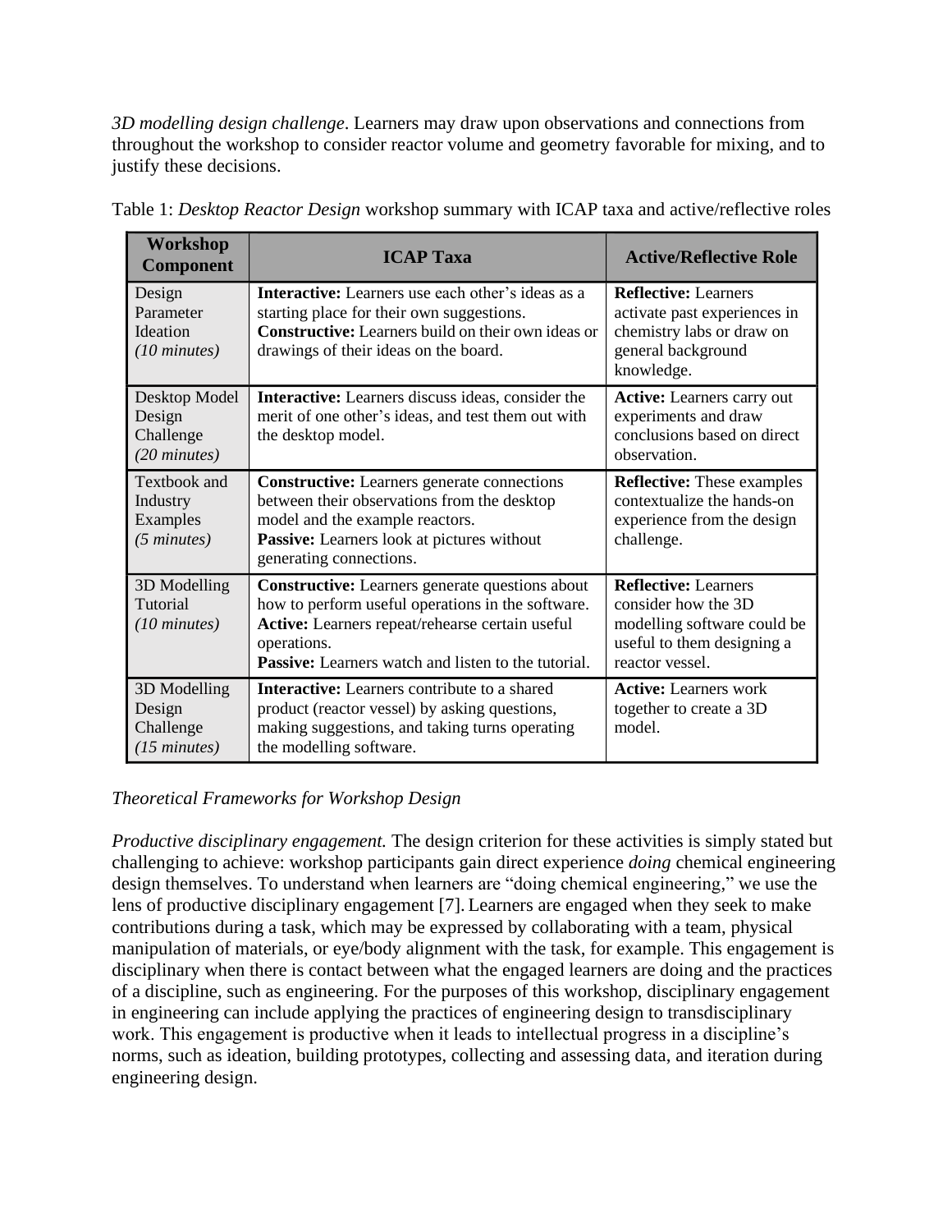*3D modelling design challenge*. Learners may draw upon observations and connections from throughout the workshop to consider reactor volume and geometry favorable for mixing, and to justify these decisions.

Table 1: *Desktop Reactor Design* workshop summary with ICAP taxa and active/reflective roles

| Workshop Component | ICAP Taxa | Active/Reflective Role |
|---|---|---|
| Design Parameter Ideation *(10 minutes)* | **Interactive:** Learners use each other's ideas as a starting place for their own suggestions. **Constructive:** Learners build on their own ideas or drawings of their ideas on the board. | **Reflective:** Learners activate past experiences in chemistry labs or draw on general background knowledge. |
| Desktop Model Design Challenge *(20 minutes)* | **Interactive:** Learners discuss ideas, consider the merit of one other's ideas, and test them out with the desktop model. | **Active:** Learners carry out experiments and draw conclusions based on direct observation. |
| Textbook and Industry Examples *(5 minutes)* | **Constructive:** Learners generate connections between their observations from the desktop model and the example reactors. **Passive:** Learners look at pictures without generating connections. | **Reflective:** These examples contextualize the hands-on experience from the design challenge. |
| 3D Modelling Tutorial *(10 minutes)* | **Constructive:** Learners generate questions about how to perform useful operations in the software. **Active:** Learners repeat/rehearse certain useful operations. **Passive:** Learners watch and listen to the tutorial. | **Reflective:** Learners consider how the 3D modelling software could be useful to them designing a reactor vessel. |
| 3D Modelling Design Challenge *(15 minutes)* | **Interactive:** Learners contribute to a shared product (reactor vessel) by asking questions, making suggestions, and taking turns operating the modelling software. | **Active:** Learners work together to create a 3D model. |

*Theoretical Frameworks for Workshop Design*

*Productive disciplinary engagement.* The design criterion for these activities is simply stated but challenging to achieve: workshop participants gain direct experience *doing* chemical engineering design themselves. To understand when learners are "doing chemical engineering," we use the lens of productive disciplinary engagement [7]. Learners are engaged when they seek to make contributions during a task, which may be expressed by collaborating with a team, physical manipulation of materials, or eye/body alignment with the task, for example. This engagement is disciplinary when there is contact between what the engaged learners are doing and the practices of a discipline, such as engineering. For the purposes of this workshop, disciplinary engagement in engineering can include applying the practices of engineering design to transdisciplinary work. This engagement is productive when it leads to intellectual progress in a discipline's norms, such as ideation, building prototypes, collecting and assessing data, and iteration during engineering design.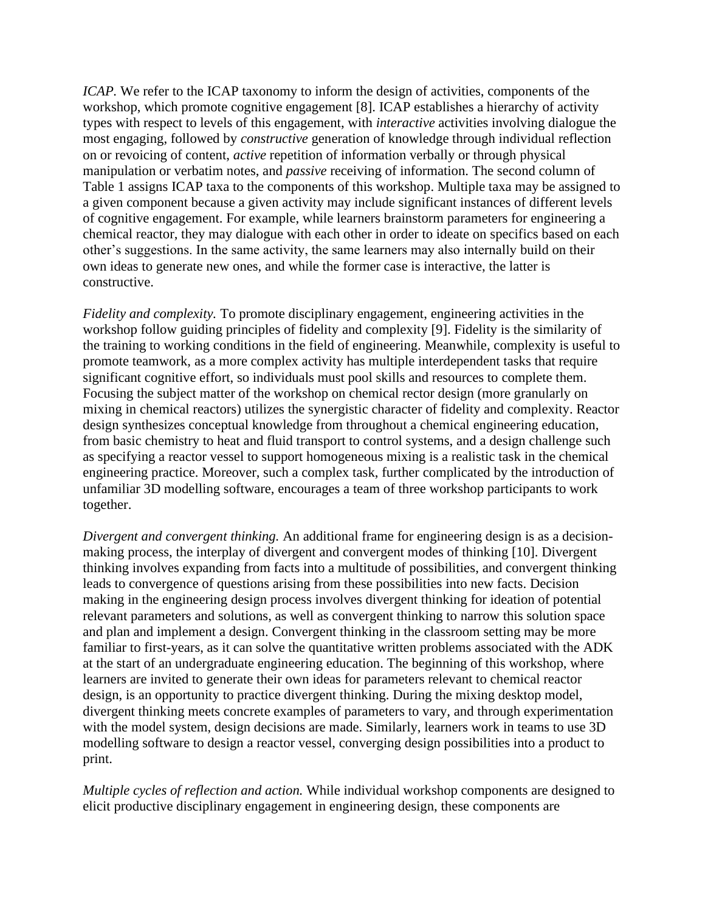*ICAP.* We refer to the ICAP taxonomy to inform the design of activities, components of the workshop, which promote cognitive engagement [8]. ICAP establishes a hierarchy of activity types with respect to levels of this engagement, with *interactive* activities involving dialogue the most engaging, followed by *constructive* generation of knowledge through individual reflection on or revoicing of content, *active* repetition of information verbally or through physical manipulation or verbatim notes, and *passive* receiving of information. The second column of Table 1 assigns ICAP taxa to the components of this workshop. Multiple taxa may be assigned to a given component because a given activity may include significant instances of different levels of cognitive engagement. For example, while learners brainstorm parameters for engineering a chemical reactor, they may dialogue with each other in order to ideate on specifics based on each other's suggestions. In the same activity, the same learners may also internally build on their own ideas to generate new ones, and while the former case is interactive, the latter is constructive.

*Fidelity and complexity.* To promote disciplinary engagement, engineering activities in the workshop follow guiding principles of fidelity and complexity [9]. Fidelity is the similarity of the training to working conditions in the field of engineering. Meanwhile, complexity is useful to promote teamwork, as a more complex activity has multiple interdependent tasks that require significant cognitive effort, so individuals must pool skills and resources to complete them. Focusing the subject matter of the workshop on chemical rector design (more granularly on mixing in chemical reactors) utilizes the synergistic character of fidelity and complexity. Reactor design synthesizes conceptual knowledge from throughout a chemical engineering education, from basic chemistry to heat and fluid transport to control systems, and a design challenge such as specifying a reactor vessel to support homogeneous mixing is a realistic task in the chemical engineering practice. Moreover, such a complex task, further complicated by the introduction of unfamiliar 3D modelling software, encourages a team of three workshop participants to work together.

*Divergent and convergent thinking.* An additional frame for engineering design is as a decision-making process, the interplay of divergent and convergent modes of thinking [10]. Divergent thinking involves expanding from facts into a multitude of possibilities, and convergent thinking leads to convergence of questions arising from these possibilities into new facts. Decision making in the engineering design process involves divergent thinking for ideation of potential relevant parameters and solutions, as well as convergent thinking to narrow this solution space and plan and implement a design. Convergent thinking in the classroom setting may be more familiar to first-years, as it can solve the quantitative written problems associated with the ADK at the start of an undergraduate engineering education. The beginning of this workshop, where learners are invited to generate their own ideas for parameters relevant to chemical reactor design, is an opportunity to practice divergent thinking. During the mixing desktop model, divergent thinking meets concrete examples of parameters to vary, and through experimentation with the model system, design decisions are made. Similarly, learners work in teams to use 3D modelling software to design a reactor vessel, converging design possibilities into a product to print.

*Multiple cycles of reflection and action.* While individual workshop components are designed to elicit productive disciplinary engagement in engineering design, these components are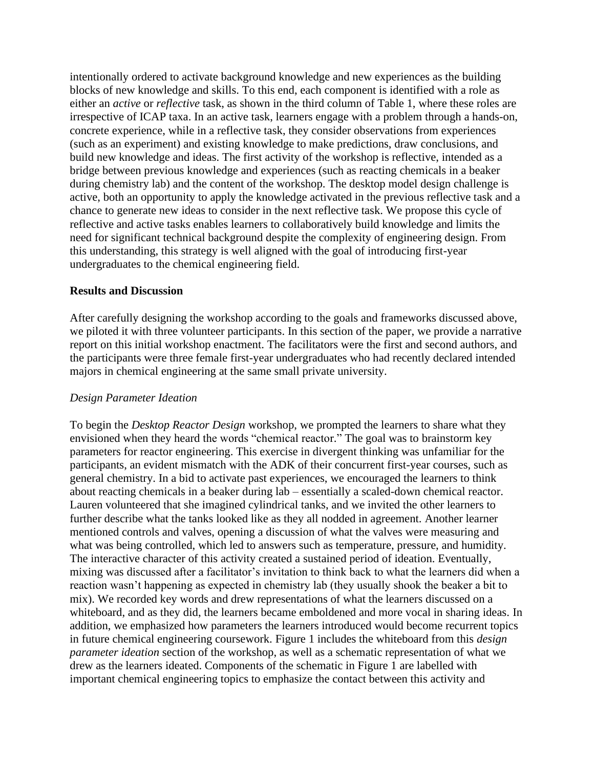intentionally ordered to activate background knowledge and new experiences as the building blocks of new knowledge and skills. To this end, each component is identified with a role as either an *active* or *reflective* task, as shown in the third column of Table 1, where these roles are irrespective of ICAP taxa. In an active task, learners engage with a problem through a hands-on, concrete experience, while in a reflective task, they consider observations from experiences (such as an experiment) and existing knowledge to make predictions, draw conclusions, and build new knowledge and ideas. The first activity of the workshop is reflective, intended as a bridge between previous knowledge and experiences (such as reacting chemicals in a beaker during chemistry lab) and the content of the workshop. The desktop model design challenge is active, both an opportunity to apply the knowledge activated in the previous reflective task and a chance to generate new ideas to consider in the next reflective task. We propose this cycle of reflective and active tasks enables learners to collaboratively build knowledge and limits the need for significant technical background despite the complexity of engineering design. From this understanding, this strategy is well aligned with the goal of introducing first-year undergraduates to the chemical engineering field.

**Results and Discussion**

After carefully designing the workshop according to the goals and frameworks discussed above, we piloted it with three volunteer participants. In this section of the paper, we provide a narrative report on this initial workshop enactment. The facilitators were the first and second authors, and the participants were three female first-year undergraduates who had recently declared intended majors in chemical engineering at the same small private university.

*Design Parameter Ideation*

To begin the *Desktop Reactor Design* workshop, we prompted the learners to share what they envisioned when they heard the words "chemical reactor." The goal was to brainstorm key parameters for reactor engineering. This exercise in divergent thinking was unfamiliar for the participants, an evident mismatch with the ADK of their concurrent first-year courses, such as general chemistry. In a bid to activate past experiences, we encouraged the learners to think about reacting chemicals in a beaker during lab – essentially a scaled-down chemical reactor. Lauren volunteered that she imagined cylindrical tanks, and we invited the other learners to further describe what the tanks looked like as they all nodded in agreement. Another learner mentioned controls and valves, opening a discussion of what the valves were measuring and what was being controlled, which led to answers such as temperature, pressure, and humidity. The interactive character of this activity created a sustained period of ideation. Eventually, mixing was discussed after a facilitator's invitation to think back to what the learners did when a reaction wasn't happening as expected in chemistry lab (they usually shook the beaker a bit to mix). We recorded key words and drew representations of what the learners discussed on a whiteboard, and as they did, the learners became emboldened and more vocal in sharing ideas. In addition, we emphasized how parameters the learners introduced would become recurrent topics in future chemical engineering coursework. Figure 1 includes the whiteboard from this *design parameter ideation* section of the workshop, as well as a schematic representation of what we drew as the learners ideated. Components of the schematic in Figure 1 are labelled with important chemical engineering topics to emphasize the contact between this activity and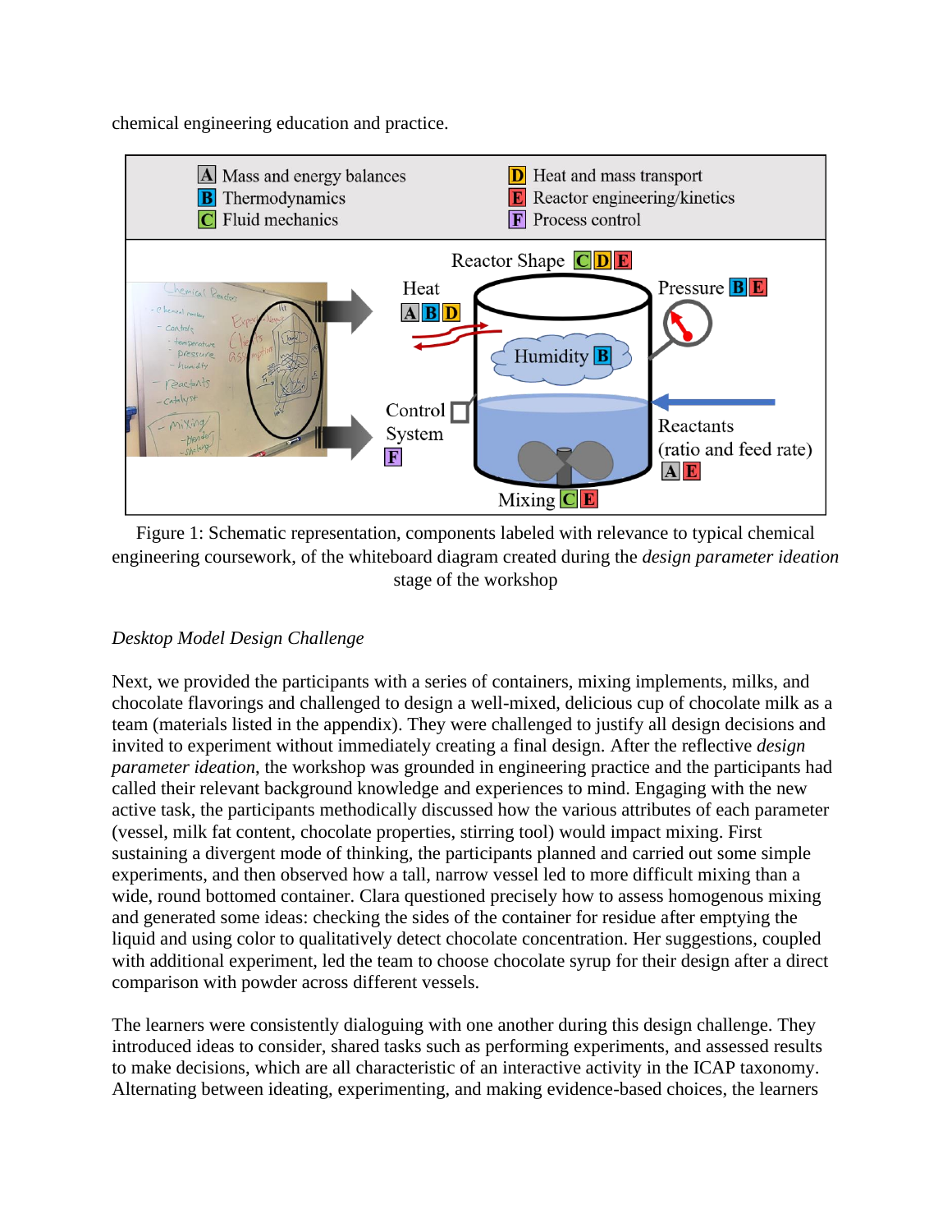chemical engineering education and practice.

Figure 1: Schematic representation, components labeled with relevance to typical chemical engineering coursework, of the whiteboard diagram created during the *design parameter ideation* stage of the workshop

*Desktop Model Design Challenge*

Next, we provided the participants with a series of containers, mixing implements, milks, and chocolate flavorings and challenged to design a well-mixed, delicious cup of chocolate milk as a team (materials listed in the appendix). They were challenged to justify all design decisions and invited to experiment without immediately creating a final design. After the reflective *design parameter ideation*, the workshop was grounded in engineering practice and the participants had called their relevant background knowledge and experiences to mind. Engaging with the new active task, the participants methodically discussed how the various attributes of each parameter (vessel, milk fat content, chocolate properties, stirring tool) would impact mixing. First sustaining a divergent mode of thinking, the participants planned and carried out some simple experiments, and then observed how a tall, narrow vessel led to more difficult mixing than a wide, round bottomed container. Clara questioned precisely how to assess homogenous mixing and generated some ideas: checking the sides of the container for residue after emptying the liquid and using color to qualitatively detect chocolate concentration. Her suggestions, coupled with additional experiment, led the team to choose chocolate syrup for their design after a direct comparison with powder across different vessels.

The learners were consistently dialoguing with one another during this design challenge. They introduced ideas to consider, shared tasks such as performing experiments, and assessed results to make decisions, which are all characteristic of an interactive activity in the ICAP taxonomy. Alternating between ideating, experimenting, and making evidence-based choices, the learners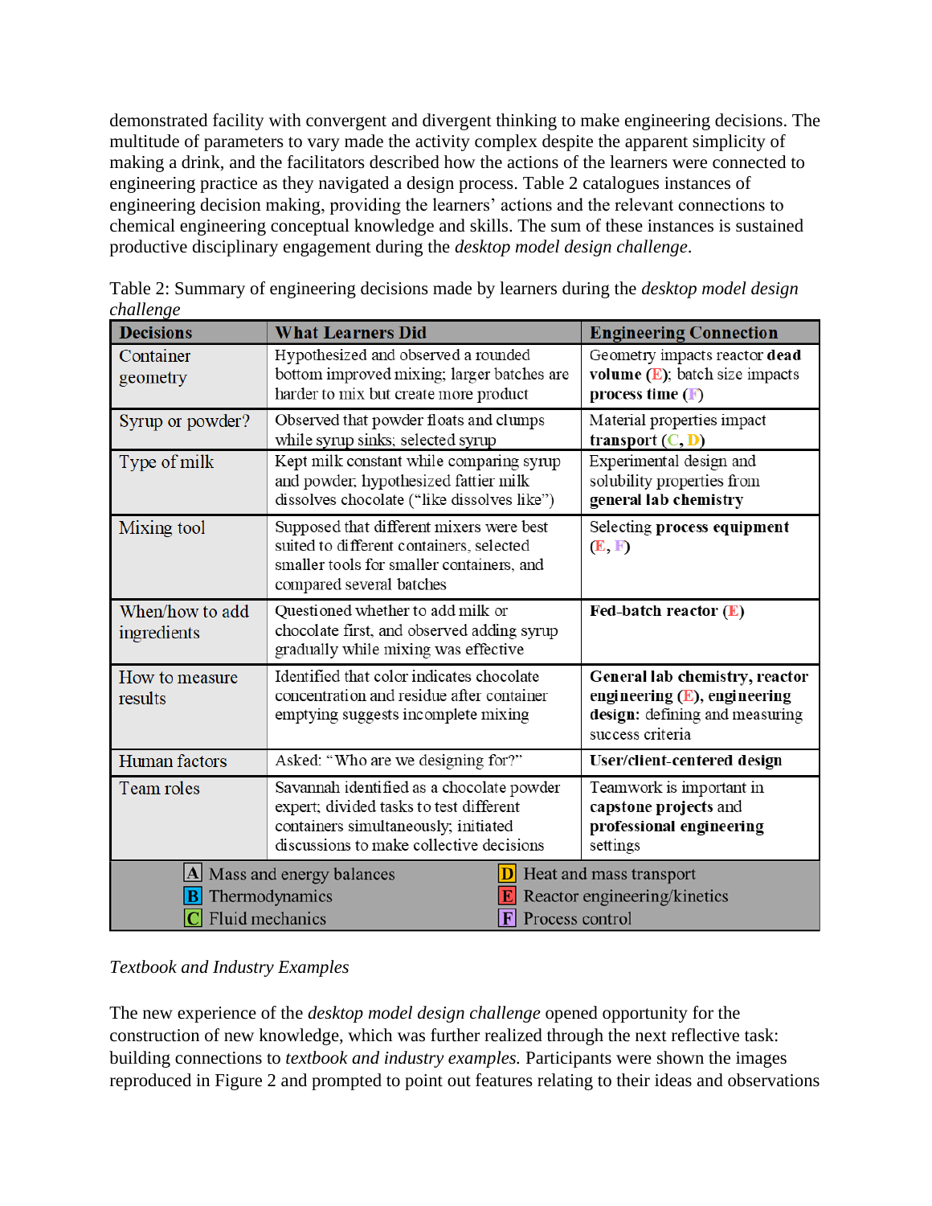demonstrated facility with convergent and divergent thinking to make engineering decisions. The multitude of parameters to vary made the activity complex despite the apparent simplicity of making a drink, and the facilitators described how the actions of the learners were connected to engineering practice as they navigated a design process. Table 2 catalogues instances of engineering decision making, providing the learners' actions and the relevant connections to chemical engineering conceptual knowledge and skills. The sum of these instances is sustained productive disciplinary engagement during the *desktop model design challenge*.

Table 2: Summary of engineering decisions made by learners during the *desktop model design challenge*

| Decisions | What Learners Did | Engineering Connection |
|---|---|---|
| Container geometry | Hypothesized and observed a rounded bottom improved mixing; larger batches are harder to mix but create more product | Geometry impacts reactor **dead volume** (E); batch size impacts **process time** (F) |
| Syrup or powder? | Observed that powder floats and clumps while syrup sinks; selected syrup | Material properties impact **transport** (C, D) |
| Type of milk | Kept milk constant while comparing syrup and powder; hypothesized fattier milk dissolves chocolate ("like dissolves like") | Experimental design and solubility properties from **general lab chemistry** |
| Mixing tool | Supposed that different mixers were best suited to different containers, selected smaller tools for smaller containers, and compared several batches | Selecting **process equipment** (E, F) |
| When/how to add ingredients | Questioned whether to add milk or chocolate first, and observed adding syrup gradually while mixing was effective | **Fed-batch reactor** (E) |
| How to measure results | Identified that color indicates chocolate concentration and residue after container emptying suggests incomplete mixing | **General lab chemistry, reactor engineering** (E), **engineering design**: defining and measuring success criteria |
| Human factors | Asked: "Who are we designing for?" | **User/client-centered design** |
| Team roles | Savannah identified as a chocolate powder expert; divided tasks to test different containers simultaneously; initiated discussions to make collective decisions | Teamwork is important in **capstone projects** and **professional engineering** settings |

A Mass and energy balances
B Thermodynamics
C Fluid mechanics
D Heat and mass transport
E Reactor engineering/kinetics
F Process control

*Textbook and Industry Examples*

The new experience of the *desktop model design challenge* opened opportunity for the construction of new knowledge, which was further realized through the next reflective task: building connections to *textbook and industry examples.* Participants were shown the images reproduced in Figure 2 and prompted to point out features relating to their ideas and observations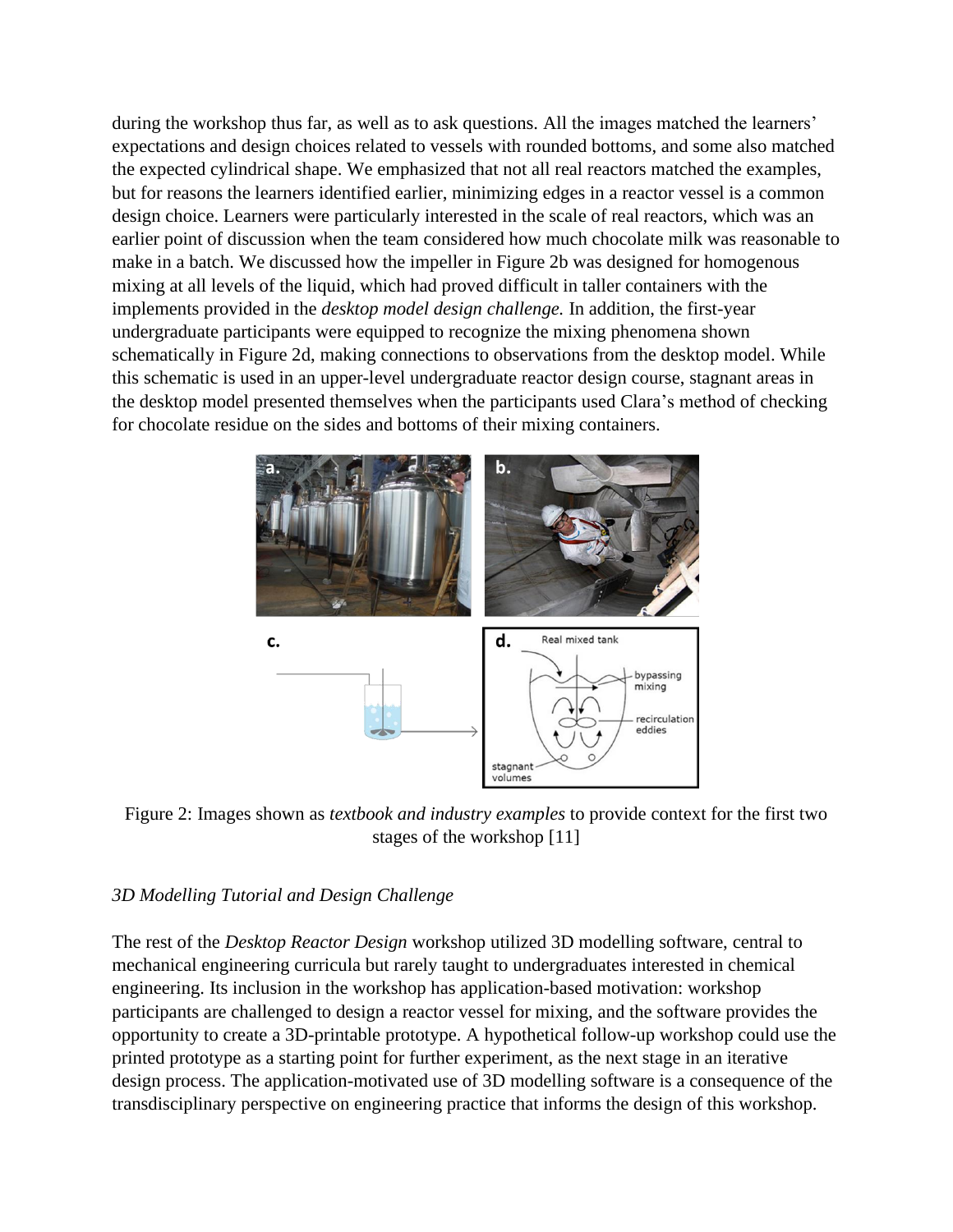during the workshop thus far, as well as to ask questions. All the images matched the learners' expectations and design choices related to vessels with rounded bottoms, and some also matched the expected cylindrical shape. We emphasized that not all real reactors matched the examples, but for reasons the learners identified earlier, minimizing edges in a reactor vessel is a common design choice. Learners were particularly interested in the scale of real reactors, which was an earlier point of discussion when the team considered how much chocolate milk was reasonable to make in a batch. We discussed how the impeller in Figure 2b was designed for homogenous mixing at all levels of the liquid, which had proved difficult in taller containers with the implements provided in the *desktop model design challenge.* In addition, the first-year undergraduate participants were equipped to recognize the mixing phenomena shown schematically in Figure 2d, making connections to observations from the desktop model. While this schematic is used in an upper-level undergraduate reactor design course, stagnant areas in the desktop model presented themselves when the participants used Clara's method of checking for chocolate residue on the sides and bottoms of their mixing containers.

Figure 2: Images shown as *textbook and industry examples* to provide context for the first two stages of the workshop [11]

### *3D Modelling Tutorial and Design Challenge*

The rest of the *Desktop Reactor Design* workshop utilized 3D modelling software, central to mechanical engineering curricula but rarely taught to undergraduates interested in chemical engineering. Its inclusion in the workshop has application-based motivation: workshop participants are challenged to design a reactor vessel for mixing, and the software provides the opportunity to create a 3D-printable prototype. A hypothetical follow-up workshop could use the printed prototype as a starting point for further experiment, as the next stage in an iterative design process. The application-motivated use of 3D modelling software is a consequence of the transdisciplinary perspective on engineering practice that informs the design of this workshop.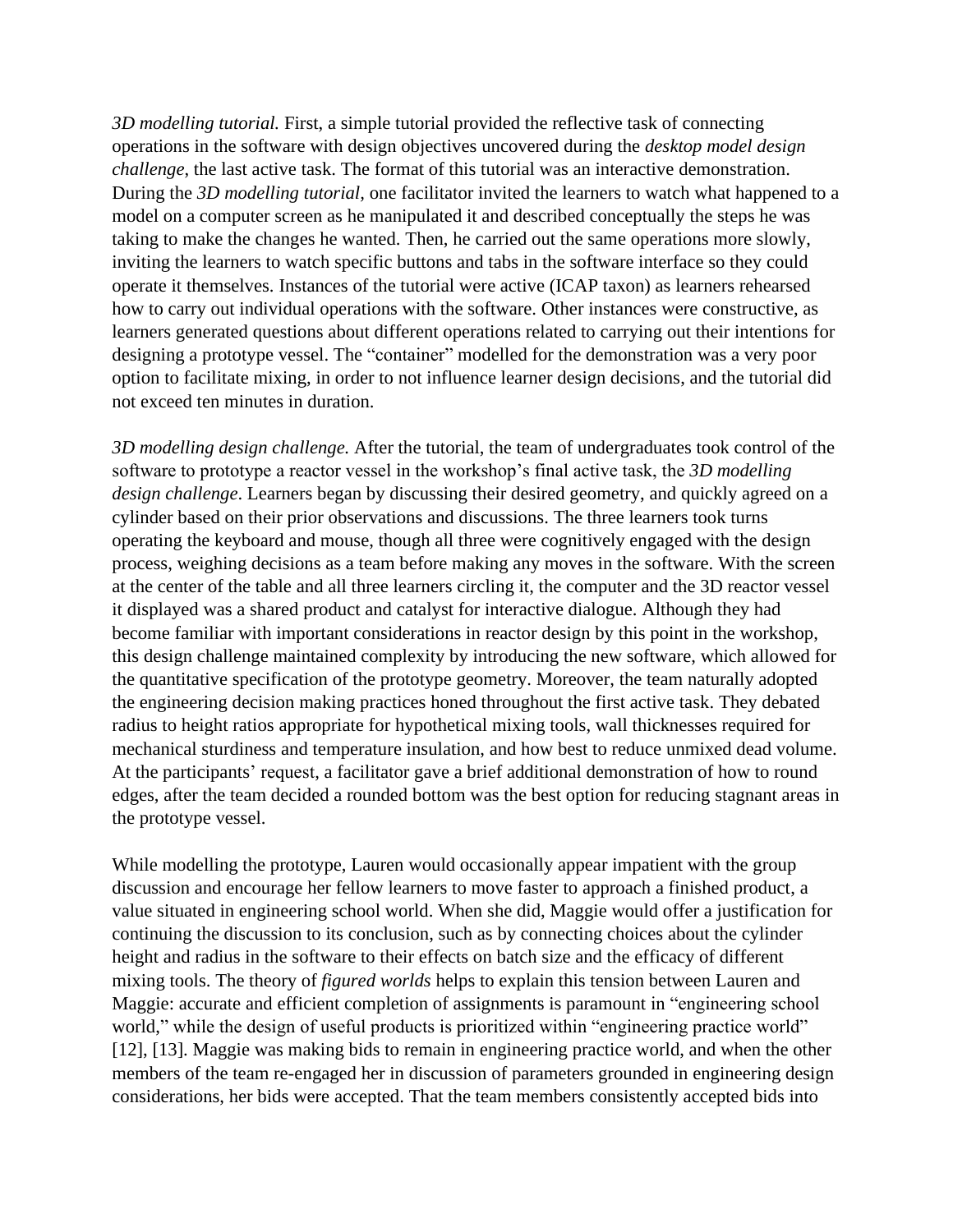*3D modelling tutorial.* First, a simple tutorial provided the reflective task of connecting operations in the software with design objectives uncovered during the *desktop model design challenge*, the last active task. The format of this tutorial was an interactive demonstration. During the *3D modelling tutorial*, one facilitator invited the learners to watch what happened to a model on a computer screen as he manipulated it and described conceptually the steps he was taking to make the changes he wanted. Then, he carried out the same operations more slowly, inviting the learners to watch specific buttons and tabs in the software interface so they could operate it themselves. Instances of the tutorial were active (ICAP taxon) as learners rehearsed how to carry out individual operations with the software. Other instances were constructive, as learners generated questions about different operations related to carrying out their intentions for designing a prototype vessel. The "container" modelled for the demonstration was a very poor option to facilitate mixing, in order to not influence learner design decisions, and the tutorial did not exceed ten minutes in duration.

*3D modelling design challenge.* After the tutorial, the team of undergraduates took control of the software to prototype a reactor vessel in the workshop's final active task, the *3D modelling design challenge*. Learners began by discussing their desired geometry, and quickly agreed on a cylinder based on their prior observations and discussions. The three learners took turns operating the keyboard and mouse, though all three were cognitively engaged with the design process, weighing decisions as a team before making any moves in the software. With the screen at the center of the table and all three learners circling it, the computer and the 3D reactor vessel it displayed was a shared product and catalyst for interactive dialogue. Although they had become familiar with important considerations in reactor design by this point in the workshop, this design challenge maintained complexity by introducing the new software, which allowed for the quantitative specification of the prototype geometry. Moreover, the team naturally adopted the engineering decision making practices honed throughout the first active task. They debated radius to height ratios appropriate for hypothetical mixing tools, wall thicknesses required for mechanical sturdiness and temperature insulation, and how best to reduce unmixed dead volume. At the participants' request, a facilitator gave a brief additional demonstration of how to round edges, after the team decided a rounded bottom was the best option for reducing stagnant areas in the prototype vessel.

While modelling the prototype, Lauren would occasionally appear impatient with the group discussion and encourage her fellow learners to move faster to approach a finished product, a value situated in engineering school world. When she did, Maggie would offer a justification for continuing the discussion to its conclusion, such as by connecting choices about the cylinder height and radius in the software to their effects on batch size and the efficacy of different mixing tools. The theory of *figured worlds* helps to explain this tension between Lauren and Maggie: accurate and efficient completion of assignments is paramount in "engineering school world," while the design of useful products is prioritized within "engineering practice world" [12], [13]. Maggie was making bids to remain in engineering practice world, and when the other members of the team re-engaged her in discussion of parameters grounded in engineering design considerations, her bids were accepted. That the team members consistently accepted bids into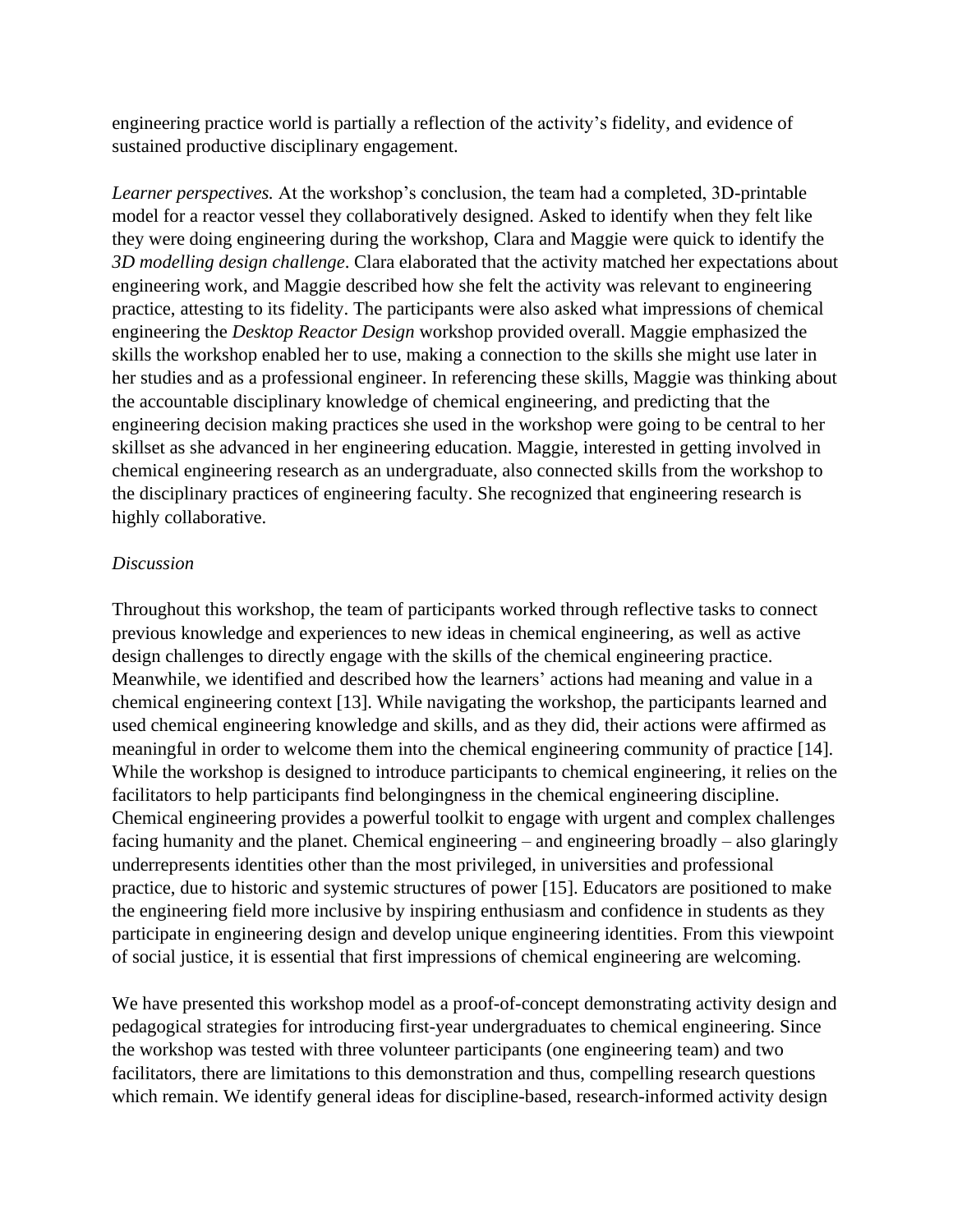engineering practice world is partially a reflection of the activity's fidelity, and evidence of sustained productive disciplinary engagement.

*Learner perspectives.* At the workshop's conclusion, the team had a completed, 3D-printable model for a reactor vessel they collaboratively designed. Asked to identify when they felt like they were doing engineering during the workshop, Clara and Maggie were quick to identify the *3D modelling design challenge*. Clara elaborated that the activity matched her expectations about engineering work, and Maggie described how she felt the activity was relevant to engineering practice, attesting to its fidelity. The participants were also asked what impressions of chemical engineering the *Desktop Reactor Design* workshop provided overall. Maggie emphasized the skills the workshop enabled her to use, making a connection to the skills she might use later in her studies and as a professional engineer. In referencing these skills, Maggie was thinking about the accountable disciplinary knowledge of chemical engineering, and predicting that the engineering decision making practices she used in the workshop were going to be central to her skillset as she advanced in her engineering education. Maggie, interested in getting involved in chemical engineering research as an undergraduate, also connected skills from the workshop to the disciplinary practices of engineering faculty. She recognized that engineering research is highly collaborative.

*Discussion*

Throughout this workshop, the team of participants worked through reflective tasks to connect previous knowledge and experiences to new ideas in chemical engineering, as well as active design challenges to directly engage with the skills of the chemical engineering practice. Meanwhile, we identified and described how the learners' actions had meaning and value in a chemical engineering context [13]. While navigating the workshop, the participants learned and used chemical engineering knowledge and skills, and as they did, their actions were affirmed as meaningful in order to welcome them into the chemical engineering community of practice [14]. While the workshop is designed to introduce participants to chemical engineering, it relies on the facilitators to help participants find belongingness in the chemical engineering discipline. Chemical engineering provides a powerful toolkit to engage with urgent and complex challenges facing humanity and the planet. Chemical engineering – and engineering broadly – also glaringly underrepresents identities other than the most privileged, in universities and professional practice, due to historic and systemic structures of power [15]. Educators are positioned to make the engineering field more inclusive by inspiring enthusiasm and confidence in students as they participate in engineering design and develop unique engineering identities. From this viewpoint of social justice, it is essential that first impressions of chemical engineering are welcoming.

We have presented this workshop model as a proof-of-concept demonstrating activity design and pedagogical strategies for introducing first-year undergraduates to chemical engineering. Since the workshop was tested with three volunteer participants (one engineering team) and two facilitators, there are limitations to this demonstration and thus, compelling research questions which remain. We identify general ideas for discipline-based, research-informed activity design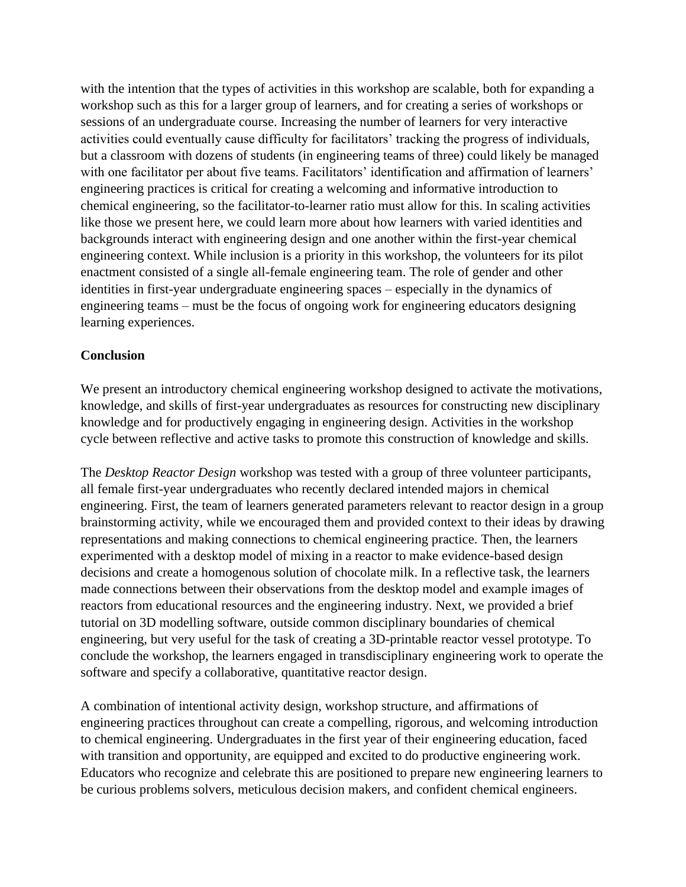with the intention that the types of activities in this workshop are scalable, both for expanding a workshop such as this for a larger group of learners, and for creating a series of workshops or sessions of an undergraduate course. Increasing the number of learners for very interactive activities could eventually cause difficulty for facilitators' tracking the progress of individuals, but a classroom with dozens of students (in engineering teams of three) could likely be managed with one facilitator per about five teams. Facilitators' identification and affirmation of learners' engineering practices is critical for creating a welcoming and informative introduction to chemical engineering, so the facilitator-to-learner ratio must allow for this. In scaling activities like those we present here, we could learn more about how learners with varied identities and backgrounds interact with engineering design and one another within the first-year chemical engineering context. While inclusion is a priority in this workshop, the volunteers for its pilot enactment consisted of a single all-female engineering team. The role of gender and other identities in first-year undergraduate engineering spaces – especially in the dynamics of engineering teams – must be the focus of ongoing work for engineering educators designing learning experiences.

## Conclusion

We present an introductory chemical engineering workshop designed to activate the motivations, knowledge, and skills of first-year undergraduates as resources for constructing new disciplinary knowledge and for productively engaging in engineering design. Activities in the workshop cycle between reflective and active tasks to promote this construction of knowledge and skills.

The *Desktop Reactor Design* workshop was tested with a group of three volunteer participants, all female first-year undergraduates who recently declared intended majors in chemical engineering. First, the team of learners generated parameters relevant to reactor design in a group brainstorming activity, while we encouraged them and provided context to their ideas by drawing representations and making connections to chemical engineering practice. Then, the learners experimented with a desktop model of mixing in a reactor to make evidence-based design decisions and create a homogenous solution of chocolate milk. In a reflective task, the learners made connections between their observations from the desktop model and example images of reactors from educational resources and the engineering industry. Next, we provided a brief tutorial on 3D modelling software, outside common disciplinary boundaries of chemical engineering, but very useful for the task of creating a 3D-printable reactor vessel prototype. To conclude the workshop, the learners engaged in transdisciplinary engineering work to operate the software and specify a collaborative, quantitative reactor design.

A combination of intentional activity design, workshop structure, and affirmations of engineering practices throughout can create a compelling, rigorous, and welcoming introduction to chemical engineering. Undergraduates in the first year of their engineering education, faced with transition and opportunity, are equipped and excited to do productive engineering work. Educators who recognize and celebrate this are positioned to prepare new engineering learners to be curious problems solvers, meticulous decision makers, and confident chemical engineers.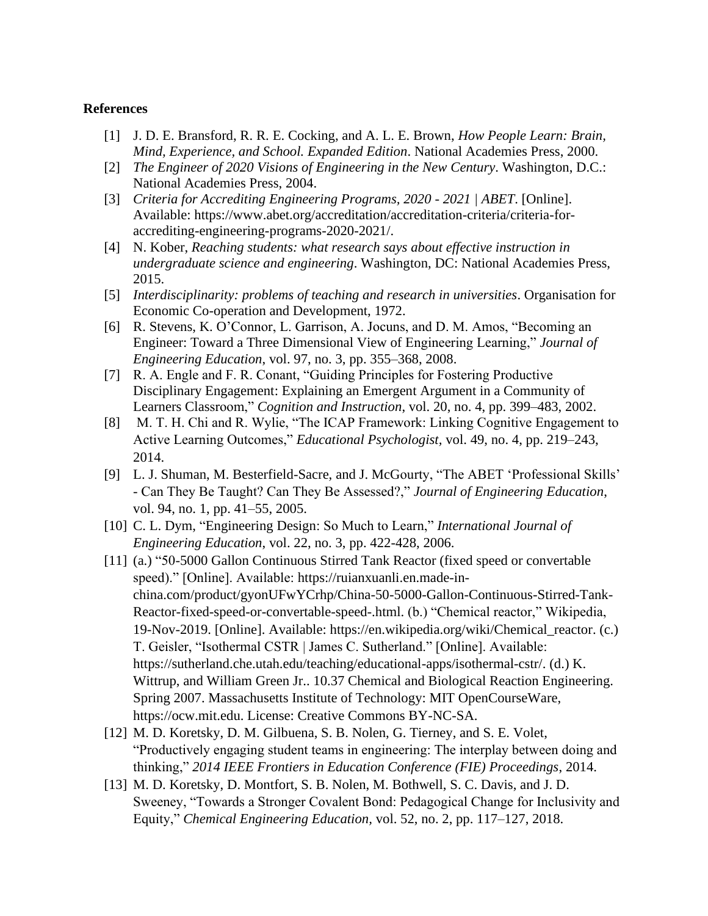**References**

[1] J. D. E. Bransford, R. R. E. Cocking, and A. L. E. Brown, *How People Learn: Brain, Mind, Experience, and School. Expanded Edition*. National Academies Press, 2000.

[2] *The Engineer of 2020 Visions of Engineering in the New Century*. Washington, D.C.: National Academies Press, 2004.

[3] *Criteria for Accrediting Engineering Programs, 2020 - 2021 | ABET*. [Online]. Available: https://www.abet.org/accreditation/accreditation-criteria/criteria-for-accrediting-engineering-programs-2020-2021/.

[4] N. Kober, *Reaching students: what research says about effective instruction in undergraduate science and engineering*. Washington, DC: National Academies Press, 2015.

[5] *Interdisciplinarity: problems of teaching and research in universities*. Organisation for Economic Co-operation and Development, 1972.

[6] R. Stevens, K. O'Connor, L. Garrison, A. Jocuns, and D. M. Amos, "Becoming an Engineer: Toward a Three Dimensional View of Engineering Learning," *Journal of Engineering Education*, vol. 97, no. 3, pp. 355–368, 2008.

[7] R. A. Engle and F. R. Conant, "Guiding Principles for Fostering Productive Disciplinary Engagement: Explaining an Emergent Argument in a Community of Learners Classroom," *Cognition and Instruction*, vol. 20, no. 4, pp. 399–483, 2002.

[8] M. T. H. Chi and R. Wylie, "The ICAP Framework: Linking Cognitive Engagement to Active Learning Outcomes," *Educational Psychologist*, vol. 49, no. 4, pp. 219–243, 2014.

[9] L. J. Shuman, M. Besterfield-Sacre, and J. McGourty, "The ABET 'Professional Skills' - Can They Be Taught? Can They Be Assessed?," *Journal of Engineering Education*, vol. 94, no. 1, pp. 41–55, 2005.

[10] C. L. Dym, "Engineering Design: So Much to Learn," *International Journal of Engineering Education*, vol. 22, no. 3, pp. 422-428, 2006.

[11] (a.) "50-5000 Gallon Continuous Stirred Tank Reactor (fixed speed or convertable speed)." [Online]. Available: https://ruianxuanli.en.made-in-china.com/product/gyonUFwYCrhp/China-50-5000-Gallon-Continuous-Stirred-Tank-Reactor-fixed-speed-or-convertable-speed-.html. (b.) "Chemical reactor," Wikipedia, 19-Nov-2019. [Online]. Available: https://en.wikipedia.org/wiki/Chemical_reactor. (c.) T. Geisler, "Isothermal CSTR | James C. Sutherland." [Online]. Available: https://sutherland.che.utah.edu/teaching/educational-apps/isothermal-cstr/. (d.) K. Wittrup, and William Green Jr.. 10.37 Chemical and Biological Reaction Engineering. Spring 2007. Massachusetts Institute of Technology: MIT OpenCourseWare, https://ocw.mit.edu. License: Creative Commons BY-NC-SA.

[12] M. D. Koretsky, D. M. Gilbuena, S. B. Nolen, G. Tierney, and S. E. Volet, "Productively engaging student teams in engineering: The interplay between doing and thinking," *2014 IEEE Frontiers in Education Conference (FIE) Proceedings*, 2014.

[13] M. D. Koretsky, D. Montfort, S. B. Nolen, M. Bothwell, S. C. Davis, and J. D. Sweeney, "Towards a Stronger Covalent Bond: Pedagogical Change for Inclusivity and Equity," *Chemical Engineering Education*, vol. 52, no. 2, pp. 117–127, 2018.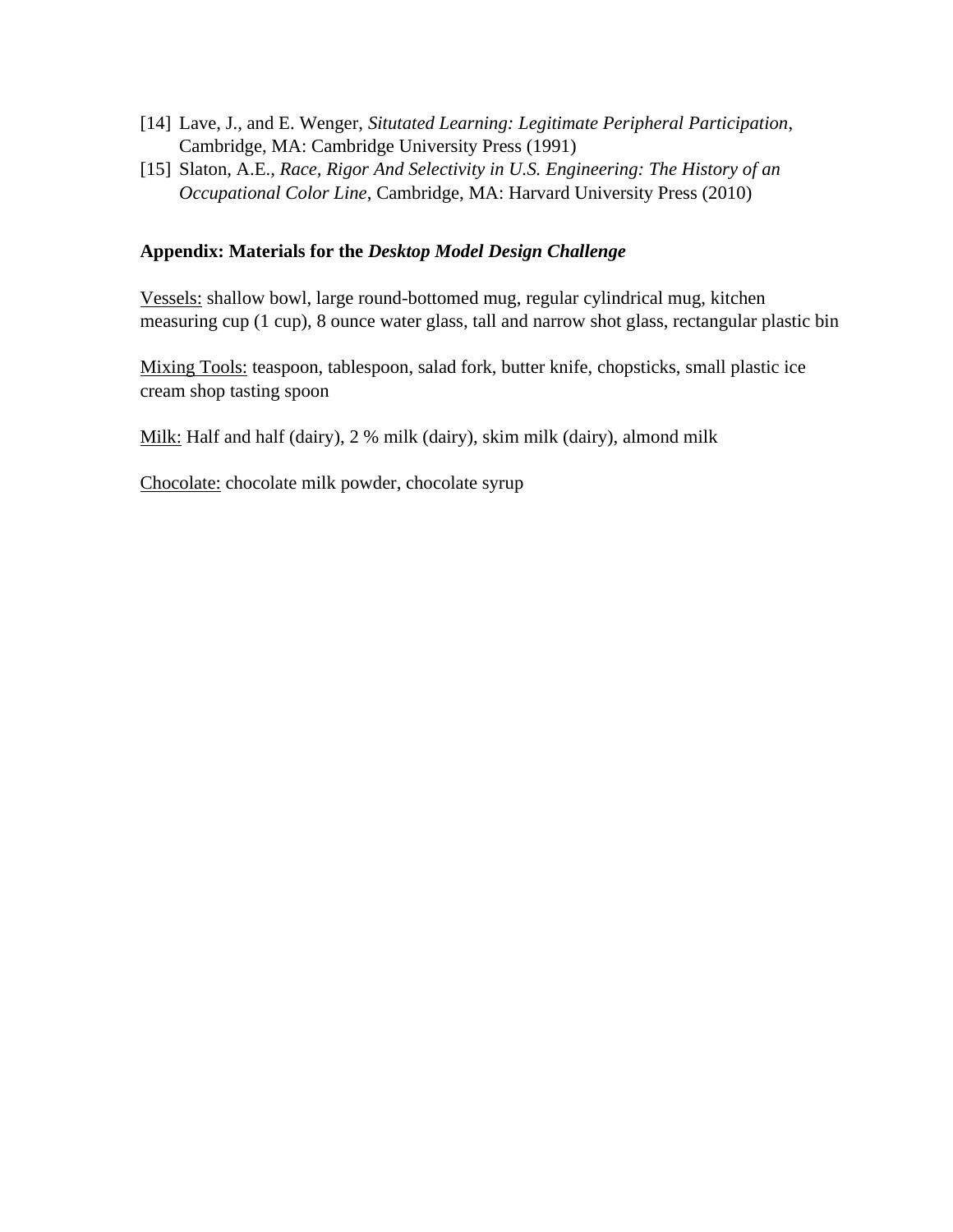[14] Lave, J., and E. Wenger, *Situtated Learning: Legitimate Peripheral Participation*, Cambridge, MA: Cambridge University Press (1991)

[15] Slaton, A.E., *Race, Rigor And Selectivity in U.S. Engineering: The History of an Occupational Color Line*, Cambridge, MA: Harvard University Press (2010)

## Appendix: Materials for the *Desktop Model Design Challenge*

Vessels: shallow bowl, large round-bottomed mug, regular cylindrical mug, kitchen measuring cup (1 cup), 8 ounce water glass, tall and narrow shot glass, rectangular plastic bin

Mixing Tools: teaspoon, tablespoon, salad fork, butter knife, chopsticks, small plastic ice cream shop tasting spoon

Milk: Half and half (dairy), 2 % milk (dairy), skim milk (dairy), almond milk

Chocolate: chocolate milk powder, chocolate syrup